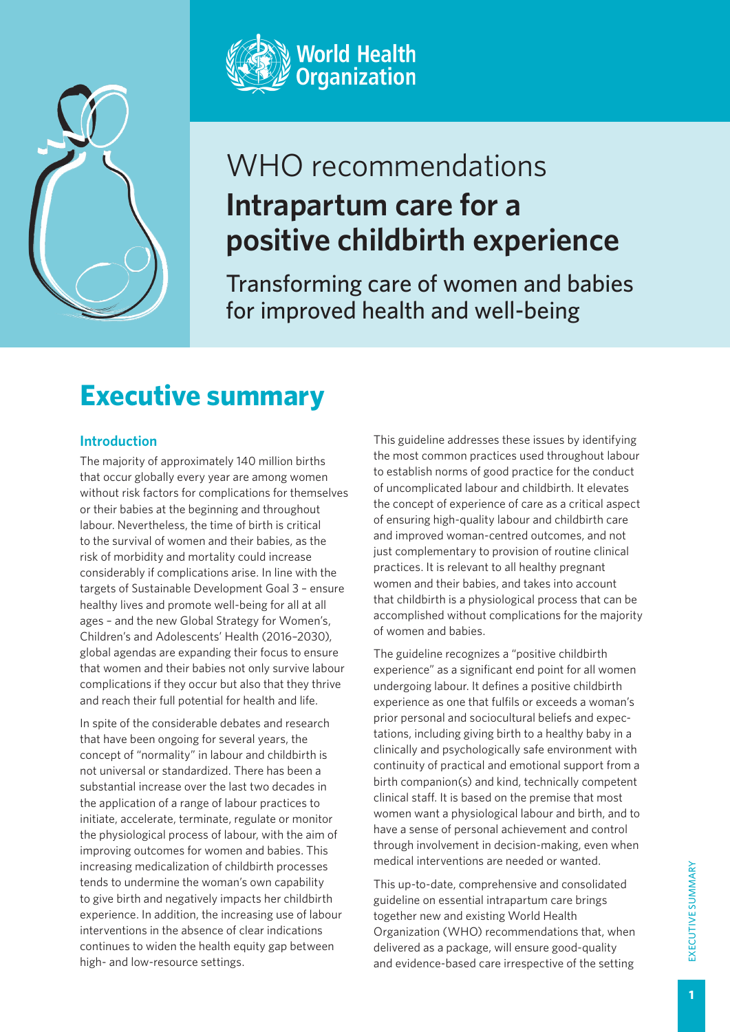World Health Organization

# WHO recommendations
# **Intrapartum care for a positive childbirth experience**

## Transforming care of women and babies for improved health and well-being

# Executive summary

### Introduction

The majority of approximately 140 million births that occur globally every year are among women without risk factors for complications for themselves or their babies at the beginning and throughout labour. Nevertheless, the time of birth is critical to the survival of women and their babies, as the risk of morbidity and mortality could increase considerably if complications arise. In line with the targets of Sustainable Development Goal 3 – ensure healthy lives and promote well-being for all at all ages – and the new Global Strategy for Women's, Children's and Adolescents' Health (2016–2030), global agendas are expanding their focus to ensure that women and their babies not only survive labour complications if they occur but also that they thrive and reach their full potential for health and life.

In spite of the considerable debates and research that have been ongoing for several years, the concept of "normality" in labour and childbirth is not universal or standardized. There has been a substantial increase over the last two decades in the application of a range of labour practices to initiate, accelerate, terminate, regulate or monitor the physiological process of labour, with the aim of improving outcomes for women and babies. This increasing medicalization of childbirth processes tends to undermine the woman's own capability to give birth and negatively impacts her childbirth experience. In addition, the increasing use of labour interventions in the absence of clear indications continues to widen the health equity gap between high- and low-resource settings.

This guideline addresses these issues by identifying the most common practices used throughout labour to establish norms of good practice for the conduct of uncomplicated labour and childbirth. It elevates the concept of experience of care as a critical aspect of ensuring high-quality labour and childbirth care and improved woman-centred outcomes, and not just complementary to provision of routine clinical practices. It is relevant to all healthy pregnant women and their babies, and takes into account that childbirth is a physiological process that can be accomplished without complications for the majority of women and babies.

The guideline recognizes a "positive childbirth experience" as a significant end point for all women undergoing labour. It defines a positive childbirth experience as one that fulfils or exceeds a woman's prior personal and sociocultural beliefs and expectations, including giving birth to a healthy baby in a clinically and psychologically safe environment with continuity of practical and emotional support from a birth companion(s) and kind, technically competent clinical staff. It is based on the premise that most women want a physiological labour and birth, and to have a sense of personal achievement and control through involvement in decision-making, even when medical interventions are needed or wanted.

This up-to-date, comprehensive and consolidated guideline on essential intrapartum care brings together new and existing World Health Organization (WHO) recommendations that, when delivered as a package, will ensure good-quality and evidence-based care irrespective of the setting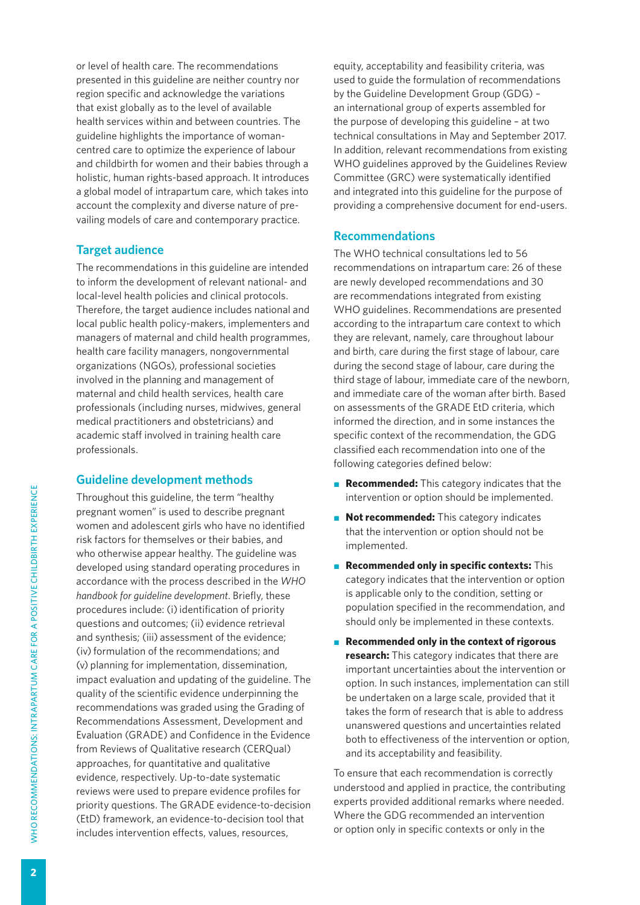or level of health care. The recommendations presented in this guideline are neither country nor region specific and acknowledge the variations that exist globally as to the level of available health services within and between countries. The guideline highlights the importance of woman-centred care to optimize the experience of labour and childbirth for women and their babies through a holistic, human rights-based approach. It introduces a global model of intrapartum care, which takes into account the complexity and diverse nature of prevailing models of care and contemporary practice.

## Target audience

The recommendations in this guideline are intended to inform the development of relevant national- and local-level health policies and clinical protocols. Therefore, the target audience includes national and local public health policy-makers, implementers and managers of maternal and child health programmes, health care facility managers, nongovernmental organizations (NGOs), professional societies involved in the planning and management of maternal and child health services, health care professionals (including nurses, midwives, general medical practitioners and obstetricians) and academic staff involved in training health care professionals.

## Guideline development methods

Throughout this guideline, the term "healthy pregnant women" is used to describe pregnant women and adolescent girls who have no identified risk factors for themselves or their babies, and who otherwise appear healthy. The guideline was developed using standard operating procedures in accordance with the process described in the *WHO handbook for guideline development*. Briefly, these procedures include: (i) identification of priority questions and outcomes; (ii) evidence retrieval and synthesis; (iii) assessment of the evidence; (iv) formulation of the recommendations; and (v) planning for implementation, dissemination, impact evaluation and updating of the guideline. The quality of the scientific evidence underpinning the recommendations was graded using the Grading of Recommendations Assessment, Development and Evaluation (GRADE) and Confidence in the Evidence from Reviews of Qualitative research (CERQual) approaches, for quantitative and qualitative evidence, respectively. Up-to-date systematic reviews were used to prepare evidence profiles for priority questions. The GRADE evidence-to-decision (EtD) framework, an evidence-to-decision tool that includes intervention effects, values, resources, equity, acceptability and feasibility criteria, was used to guide the formulation of recommendations by the Guideline Development Group (GDG) – an international group of experts assembled for the purpose of developing this guideline – at two technical consultations in May and September 2017. In addition, relevant recommendations from existing WHO guidelines approved by the Guidelines Review Committee (GRC) were systematically identified and integrated into this guideline for the purpose of providing a comprehensive document for end-users.

## Recommendations

The WHO technical consultations led to 56 recommendations on intrapartum care: 26 of these are newly developed recommendations and 30 are recommendations integrated from existing WHO guidelines. Recommendations are presented according to the intrapartum care context to which they are relevant, namely, care throughout labour and birth, care during the first stage of labour, care during the second stage of labour, care during the third stage of labour, immediate care of the newborn, and immediate care of the woman after birth. Based on assessments of the GRADE EtD criteria, which informed the direction, and in some instances the specific context of the recommendation, the GDG classified each recommendation into one of the following categories defined below:

- **Recommended:** This category indicates that the intervention or option should be implemented.
- **Not recommended:** This category indicates that the intervention or option should not be implemented.
- **Recommended only in specific contexts:** This category indicates that the intervention or option is applicable only to the condition, setting or population specified in the recommendation, and should only be implemented in these contexts.
- **Recommended only in the context of rigorous research:** This category indicates that there are important uncertainties about the intervention or option. In such instances, implementation can still be undertaken on a large scale, provided that it takes the form of research that is able to address unanswered questions and uncertainties related both to effectiveness of the intervention or option, and its acceptability and feasibility.

To ensure that each recommendation is correctly understood and applied in practice, the contributing experts provided additional remarks where needed. Where the GDG recommended an intervention or option only in specific contexts or only in the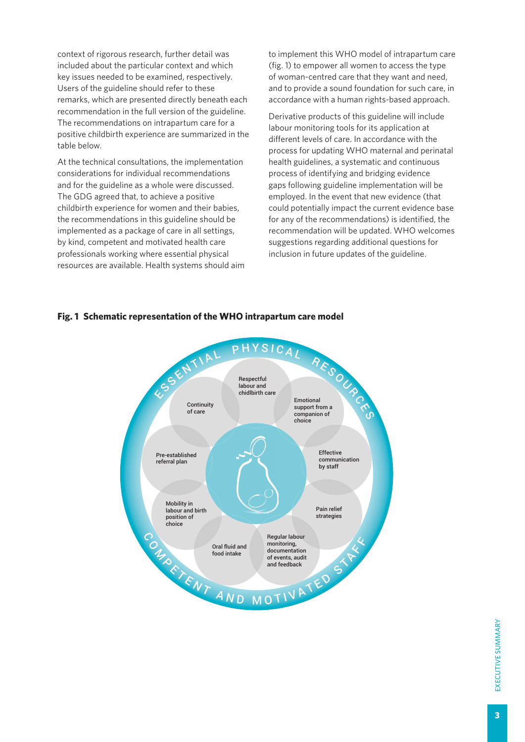context of rigorous research, further detail was included about the particular context and which key issues needed to be examined, respectively. Users of the guideline should refer to these remarks, which are presented directly beneath each recommendation in the full version of the guideline. The recommendations on intrapartum care for a positive childbirth experience are summarized in the table below.

At the technical consultations, the implementation considerations for individual recommendations and for the guideline as a whole were discussed. The GDG agreed that, to achieve a positive childbirth experience for women and their babies, the recommendations in this guideline should be implemented as a package of care in all settings, by kind, competent and motivated health care professionals working where essential physical resources are available. Health systems should aim to implement this WHO model of intrapartum care (fig. 1) to empower all women to access the type of woman-centred care that they want and need, and to provide a sound foundation for such care, in accordance with a human rights-based approach.

Derivative products of this guideline will include labour monitoring tools for its application at different levels of care. In accordance with the process for updating WHO maternal and perinatal health guidelines, a systematic and continuous process of identifying and bridging evidence gaps following guideline implementation will be employed. In the event that new evidence (that could potentially impact the current evidence base for any of the recommendations) is identified, the recommendation will be updated. WHO welcomes suggestions regarding additional questions for inclusion in future updates of the guideline.

**Fig. 1 Schematic representation of the WHO intrapartum care model**

ESSENTIAL PHYSICAL RESOURCES

Respectful labour and chidlbirth care

Emotional support from a companion of choice

Effective communication by staff

Pain relief strategies

Regular labour monitoring, documentation of events, audit and feedback

Oral fluid and food intake

Mobility in labour and birth position of choice

Pre-established referral plan

Continuity of care

COMPETENT AND MOTIVATED STAFF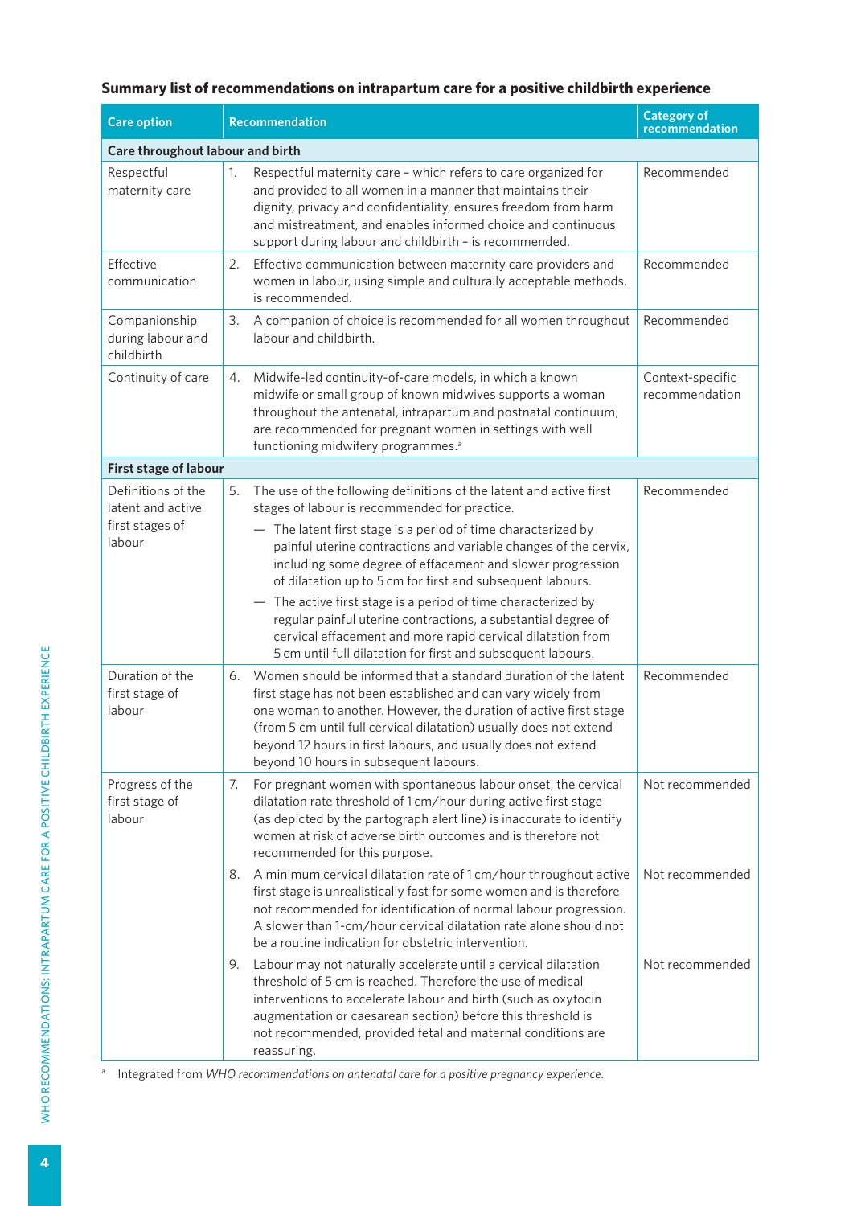**Summary list of recommendations on intrapartum care for a positive childbirth experience**

| Care option | Recommendation | Category of recommendation |
|---|---|---|
| **Care throughout labour and birth** | | |
| Respectful maternity care | 1. Respectful maternity care – which refers to care organized for and provided to all women in a manner that maintains their dignity, privacy and confidentiality, ensures freedom from harm and mistreatment, and enables informed choice and continuous support during labour and childbirth – is recommended. | Recommended |
| Effective communication | 2. Effective communication between maternity care providers and women in labour, using simple and culturally acceptable methods, is recommended. | Recommended |
| Companionship during labour and childbirth | 3. A companion of choice is recommended for all women throughout labour and childbirth. | Recommended |
| Continuity of care | 4. Midwife-led continuity-of-care models, in which a known midwife or small group of known midwives supports a woman throughout the antenatal, intrapartum and postnatal continuum, are recommended for pregnant women in settings with well functioning midwifery programmes.[a] | Context-specific recommendation |
| **First stage of labour** | | |
| Definitions of the latent and active first stages of labour | 5. The use of the following definitions of the latent and active first stages of labour is recommended for practice.<br>— The latent first stage is a period of time characterized by painful uterine contractions and variable changes of the cervix, including some degree of effacement and slower progression of dilatation up to 5 cm for first and subsequent labours.<br>— The active first stage is a period of time characterized by regular painful uterine contractions, a substantial degree of cervical effacement and more rapid cervical dilatation from 5 cm until full dilatation for first and subsequent labours. | Recommended |
| Duration of the first stage of labour | 6. Women should be informed that a standard duration of the latent first stage has not been established and can vary widely from one woman to another. However, the duration of active first stage (from 5 cm until full cervical dilatation) usually does not extend beyond 12 hours in first labours, and usually does not extend beyond 10 hours in subsequent labours. | Recommended |
| Progress of the first stage of labour | 7. For pregnant women with spontaneous labour onset, the cervical dilatation rate threshold of 1 cm/hour during active first stage (as depicted by the partograph alert line) is inaccurate to identify women at risk of adverse birth outcomes and is therefore not recommended for this purpose. | Not recommended |
| | 8. A minimum cervical dilatation rate of 1 cm/hour throughout active first stage is unrealistically fast for some women and is therefore not recommended for identification of normal labour progression. A slower than 1-cm/hour cervical dilatation rate alone should not be a routine indication for obstetric intervention. | Not recommended |
| | 9. Labour may not naturally accelerate until a cervical dilatation threshold of 5 cm is reached. Therefore the use of medical interventions to accelerate labour and birth (such as oxytocin augmentation or caesarean section) before this threshold is not recommended, provided fetal and maternal conditions are reassuring. | Not recommended |

[a] Integrated from *WHO recommendations on antenatal care for a positive pregnancy experience*.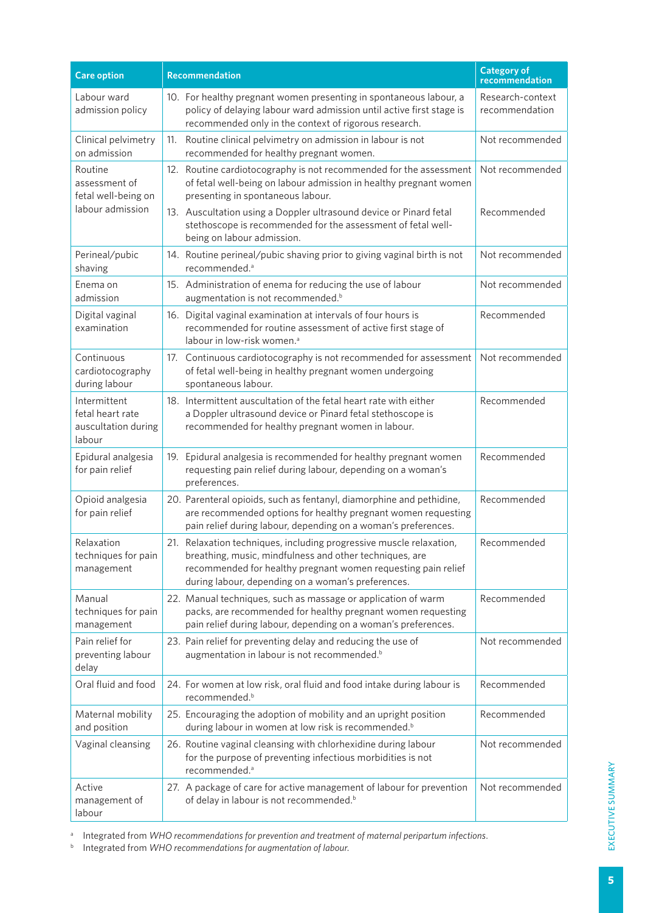| Care option | Recommendation | Category of recommendation |
|---|---|---|
| Labour ward admission policy | 10. For healthy pregnant women presenting in spontaneous labour, a policy of delaying labour ward admission until active first stage is recommended only in the context of rigorous research. | Research-context recommendation |
| Clinical pelvimetry on admission | 11. Routine clinical pelvimetry on admission in labour is not recommended for healthy pregnant women. | Not recommended |
| Routine assessment of fetal well-being on labour admission | 12. Routine cardiotocography is not recommended for the assessment of fetal well-being on labour admission in healthy pregnant women presenting in spontaneous labour. | Not recommended |
| | 13. Auscultation using a Doppler ultrasound device or Pinard fetal stethoscope is recommended for the assessment of fetal well-being on labour admission. | Recommended |
| Perineal/pubic shaving | 14. Routine perineal/pubic shaving prior to giving vaginal birth is not recommended.[a] | Not recommended |
| Enema on admission | 15. Administration of enema for reducing the use of labour augmentation is not recommended.[b] | Not recommended |
| Digital vaginal examination | 16. Digital vaginal examination at intervals of four hours is recommended for routine assessment of active first stage of labour in low-risk women.[a] | Recommended |
| Continuous cardiotocography during labour | 17. Continuous cardiotocography is not recommended for assessment of fetal well-being in healthy pregnant women undergoing spontaneous labour. | Not recommended |
| Intermittent fetal heart rate auscultation during labour | 18. Intermittent auscultation of the fetal heart rate with either a Doppler ultrasound device or Pinard fetal stethoscope is recommended for healthy pregnant women in labour. | Recommended |
| Epidural analgesia for pain relief | 19. Epidural analgesia is recommended for healthy pregnant women requesting pain relief during labour, depending on a woman's preferences. | Recommended |
| Opioid analgesia for pain relief | 20. Parenteral opioids, such as fentanyl, diamorphine and pethidine, are recommended options for healthy pregnant women requesting pain relief during labour, depending on a woman's preferences. | Recommended |
| Relaxation techniques for pain management | 21. Relaxation techniques, including progressive muscle relaxation, breathing, music, mindfulness and other techniques, are recommended for healthy pregnant women requesting pain relief during labour, depending on a woman's preferences. | Recommended |
| Manual techniques for pain management | 22. Manual techniques, such as massage or application of warm packs, are recommended for healthy pregnant women requesting pain relief during labour, depending on a woman's preferences. | Recommended |
| Pain relief for preventing labour delay | 23. Pain relief for preventing delay and reducing the use of augmentation in labour is not recommended.[b] | Not recommended |
| Oral fluid and food | 24. For women at low risk, oral fluid and food intake during labour is recommended.[b] | Recommended |
| Maternal mobility and position | 25. Encouraging the adoption of mobility and an upright position during labour in women at low risk is recommended.[b] | Recommended |
| Vaginal cleansing | 26. Routine vaginal cleansing with chlorhexidine during labour for the purpose of preventing infectious morbidities is not recommended.[a] | Not recommended |
| Active management of labour | 27. A package of care for active management of labour for prevention of delay in labour is not recommended.[b] | Not recommended |

[a] Integrated from *WHO recommendations for prevention and treatment of maternal peripartum infections*.

[b] Integrated from *WHO recommendations for augmentation of labour.*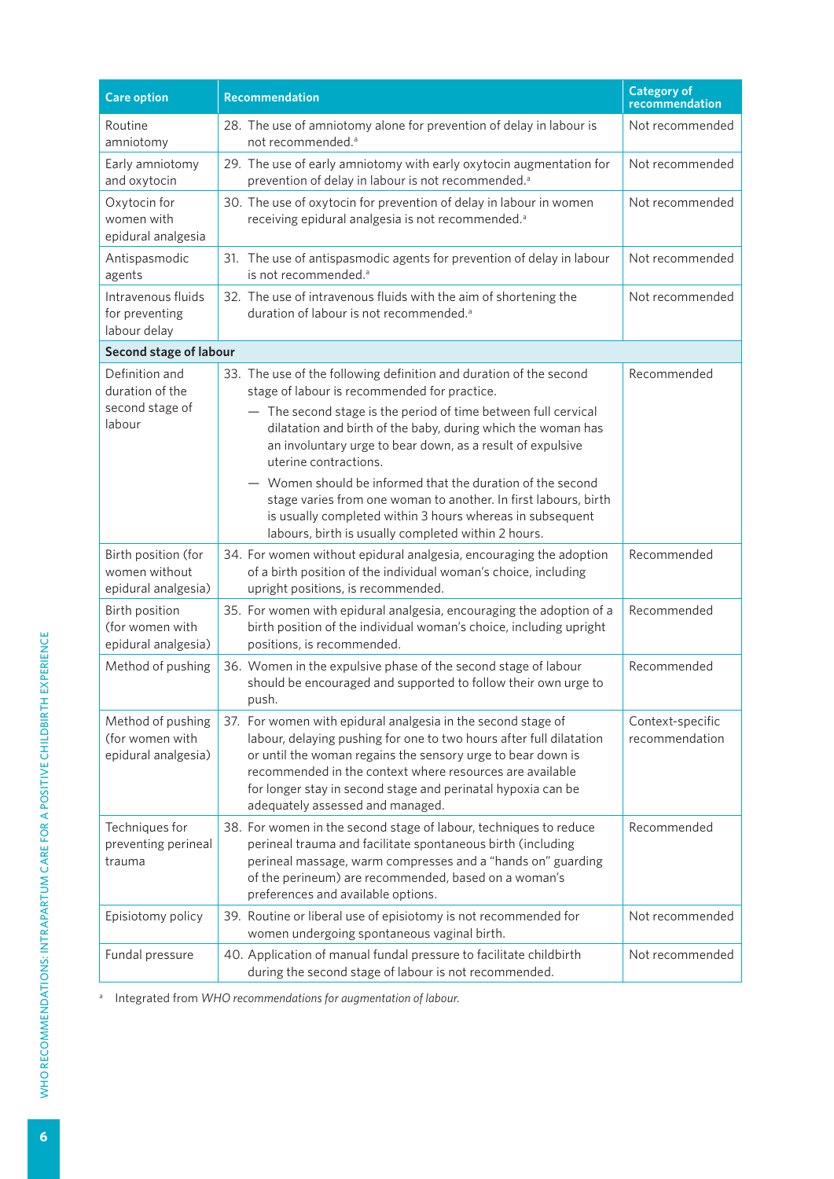| Care option | Recommendation | Category of recommendation |
|---|---|---|
| Routine amniotomy | 28. The use of amniotomy alone for prevention of delay in labour is not recommended.[a] | Not recommended |
| Early amniotomy and oxytocin | 29. The use of early amniotomy with early oxytocin augmentation for prevention of delay in labour is not recommended.[a] | Not recommended |
| Oxytocin for women with epidural analgesia | 30. The use of oxytocin for prevention of delay in labour in women receiving epidural analgesia is not recommended.[a] | Not recommended |
| Antispasmodic agents | 31. The use of antispasmodic agents for prevention of delay in labour is not recommended.[a] | Not recommended |
| Intravenous fluids for preventing labour delay | 32. The use of intravenous fluids with the aim of shortening the duration of labour is not recommended.[a] | Not recommended |
| **Second stage of labour** | | |
| Definition and duration of the second stage of labour | 33. The use of the following definition and duration of the second stage of labour is recommended for practice. <br> — The second stage is the period of time between full cervical dilatation and birth of the baby, during which the woman has an involuntary urge to bear down, as a result of expulsive uterine contractions. <br> — Women should be informed that the duration of the second stage varies from one woman to another. In first labours, birth is usually completed within 3 hours whereas in subsequent labours, birth is usually completed within 2 hours. | Recommended |
| Birth position (for women without epidural analgesia) | 34. For women without epidural analgesia, encouraging the adoption of a birth position of the individual woman's choice, including upright positions, is recommended. | Recommended |
| Birth position (for women with epidural analgesia) | 35. For women with epidural analgesia, encouraging the adoption of a birth position of the individual woman's choice, including upright positions, is recommended. | Recommended |
| Method of pushing | 36. Women in the expulsive phase of the second stage of labour should be encouraged and supported to follow their own urge to push. | Recommended |
| Method of pushing (for women with epidural analgesia) | 37. For women with epidural analgesia in the second stage of labour, delaying pushing for one to two hours after full dilatation or until the woman regains the sensory urge to bear down is recommended in the context where resources are available for longer stay in second stage and perinatal hypoxia can be adequately assessed and managed. | Context-specific recommendation |
| Techniques for preventing perineal trauma | 38. For women in the second stage of labour, techniques to reduce perineal trauma and facilitate spontaneous birth (including perineal massage, warm compresses and a "hands on" guarding of the perineum) are recommended, based on a woman's preferences and available options. | Recommended |
| Episiotomy policy | 39. Routine or liberal use of episiotomy is not recommended for women undergoing spontaneous vaginal birth. | Not recommended |
| Fundal pressure | 40. Application of manual fundal pressure to facilitate childbirth during the second stage of labour is not recommended. | Not recommended |

[a] Integrated from *WHO recommendations for augmentation of labour.*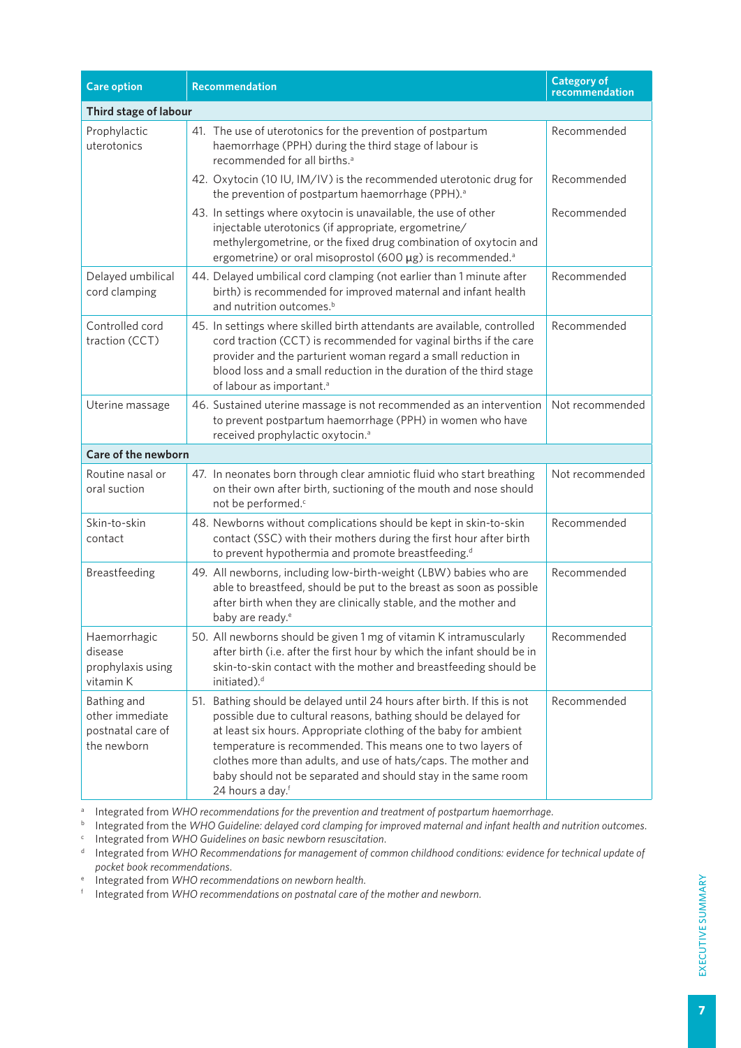| Care option | Recommendation | Category of recommendation |
|---|---|---|
| **Third stage of labour** | | |
| Prophylactic uterotonics | 41. The use of uterotonics for the prevention of postpartum haemorrhage (PPH) during the third stage of labour is recommended for all births.[a] | Recommended |
| | 42. Oxytocin (10 IU, IM/IV) is the recommended uterotonic drug for the prevention of postpartum haemorrhage (PPH).[a] | Recommended |
| | 43. In settings where oxytocin is unavailable, the use of other injectable uterotonics (if appropriate, ergometrine/methylergometrine, or the fixed drug combination of oxytocin and ergometrine) or oral misoprostol (600 µg) is recommended.[a] | Recommended |
| Delayed umbilical cord clamping | 44. Delayed umbilical cord clamping (not earlier than 1 minute after birth) is recommended for improved maternal and infant health and nutrition outcomes.[b] | Recommended |
| Controlled cord traction (CCT) | 45. In settings where skilled birth attendants are available, controlled cord traction (CCT) is recommended for vaginal births if the care provider and the parturient woman regard a small reduction in blood loss and a small reduction in the duration of the third stage of labour as important.[a] | Recommended |
| Uterine massage | 46. Sustained uterine massage is not recommended as an intervention to prevent postpartum haemorrhage (PPH) in women who have received prophylactic oxytocin.[a] | Not recommended |
| **Care of the newborn** | | |
| Routine nasal or oral suction | 47. In neonates born through clear amniotic fluid who start breathing on their own after birth, suctioning of the mouth and nose should not be performed.[c] | Not recommended |
| Skin-to-skin contact | 48. Newborns without complications should be kept in skin-to-skin contact (SSC) with their mothers during the first hour after birth to prevent hypothermia and promote breastfeeding.[d] | Recommended |
| Breastfeeding | 49. All newborns, including low-birth-weight (LBW) babies who are able to breastfeed, should be put to the breast as soon as possible after birth when they are clinically stable, and the mother and baby are ready.[e] | Recommended |
| Haemorrhagic disease prophylaxis using vitamin K | 50. All newborns should be given 1 mg of vitamin K intramuscularly after birth (i.e. after the first hour by which the infant should be in skin-to-skin contact with the mother and breastfeeding should be initiated).[d] | Recommended |
| Bathing and other immediate postnatal care of the newborn | 51. Bathing should be delayed until 24 hours after birth. If this is not possible due to cultural reasons, bathing should be delayed for at least six hours. Appropriate clothing of the baby for ambient temperature is recommended. This means one to two layers of clothes more than adults, and use of hats/caps. The mother and baby should not be separated and should stay in the same room 24 hours a day.[f] | Recommended |

[a] Integrated from *WHO recommendations for the prevention and treatment of postpartum haemorrhage*.

[b] Integrated from the *WHO Guideline: delayed cord clamping for improved maternal and infant health and nutrition outcomes*.

[c] Integrated from *WHO Guidelines on basic newborn resuscitation*.

[d] Integrated from *WHO Recommendations for management of common childhood conditions: evidence for technical update of pocket book recommendations*.

[e] Integrated from *WHO recommendations on newborn health*.

[f] Integrated from *WHO recommendations on postnatal care of the mother and newborn*.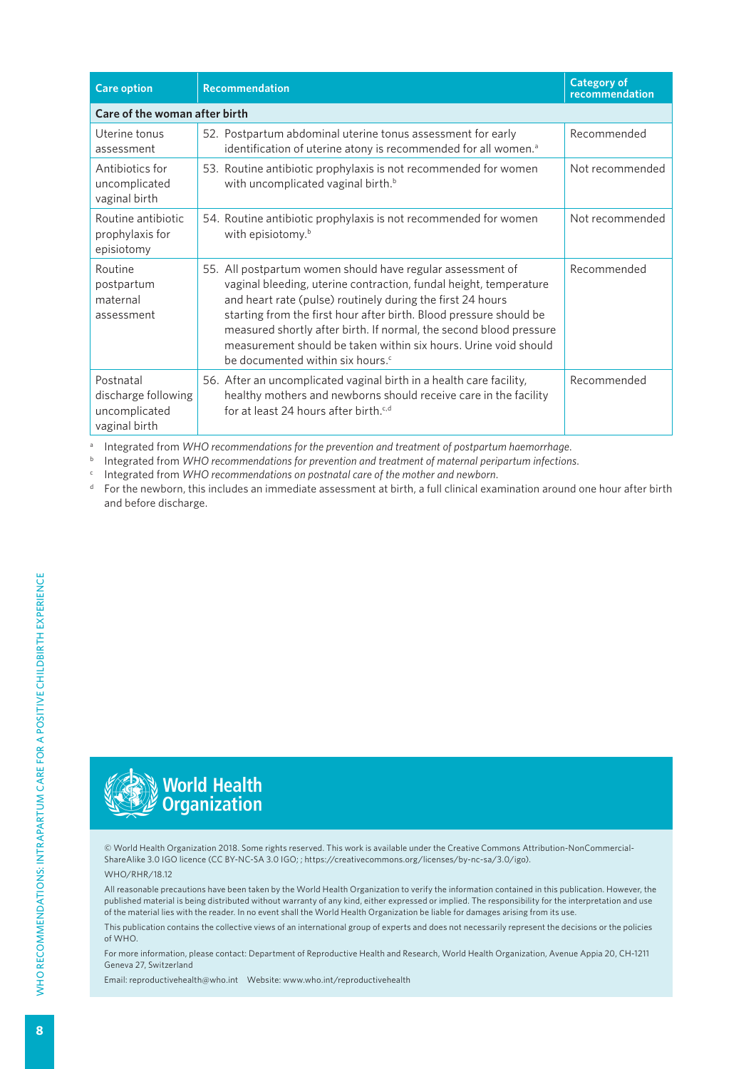| Care option | Recommendation | Category of recommendation |
|---|---|---|
| **Care of the woman after birth** | | |
| Uterine tonus assessment | 52. Postpartum abdominal uterine tonus assessment for early identification of uterine atony is recommended for all women.[a] | Recommended |
| Antibiotics for uncomplicated vaginal birth | 53. Routine antibiotic prophylaxis is not recommended for women with uncomplicated vaginal birth.[b] | Not recommended |
| Routine antibiotic prophylaxis for episiotomy | 54. Routine antibiotic prophylaxis is not recommended for women with episiotomy.[b] | Not recommended |
| Routine postpartum maternal assessment | 55. All postpartum women should have regular assessment of vaginal bleeding, uterine contraction, fundal height, temperature and heart rate (pulse) routinely during the first 24 hours starting from the first hour after birth. Blood pressure should be measured shortly after birth. If normal, the second blood pressure measurement should be taken within six hours. Urine void should be documented within six hours.[c] | Recommended |
| Postnatal discharge following uncomplicated vaginal birth | 56. After an uncomplicated vaginal birth in a health care facility, healthy mothers and newborns should receive care in the facility for at least 24 hours after birth.[c,d] | Recommended |

[a] Integrated from *WHO recommendations for the prevention and treatment of postpartum haemorrhage*.
[b] Integrated from *WHO recommendations for prevention and treatment of maternal peripartum infections*.
[c] Integrated from *WHO recommendations on postnatal care of the mother and newborn*.
[d] For the newborn, this includes an immediate assessment at birth, a full clinical examination around one hour after birth and before discharge.

**World Health Organization**

© World Health Organization 2018. Some rights reserved. This work is available under the Creative Commons Attribution-NonCommercial-ShareAlike 3.0 IGO licence (CC BY-NC-SA 3.0 IGO; ; https://creativecommons.org/licenses/by-nc-sa/3.0/igo).

WHO/RHR/18.12

All reasonable precautions have been taken by the World Health Organization to verify the information contained in this publication. However, the published material is being distributed without warranty of any kind, either expressed or implied. The responsibility for the interpretation and use of the material lies with the reader. In no event shall the World Health Organization be liable for damages arising from its use.

This publication contains the collective views of an international group of experts and does not necessarily represent the decisions or the policies of WHO.

For more information, please contact: Department of Reproductive Health and Research, World Health Organization, Avenue Appia 20, CH-1211 Geneva 27, Switzerland

Email: reproductivehealth@who.int Website: www.who.int/reproductivehealth